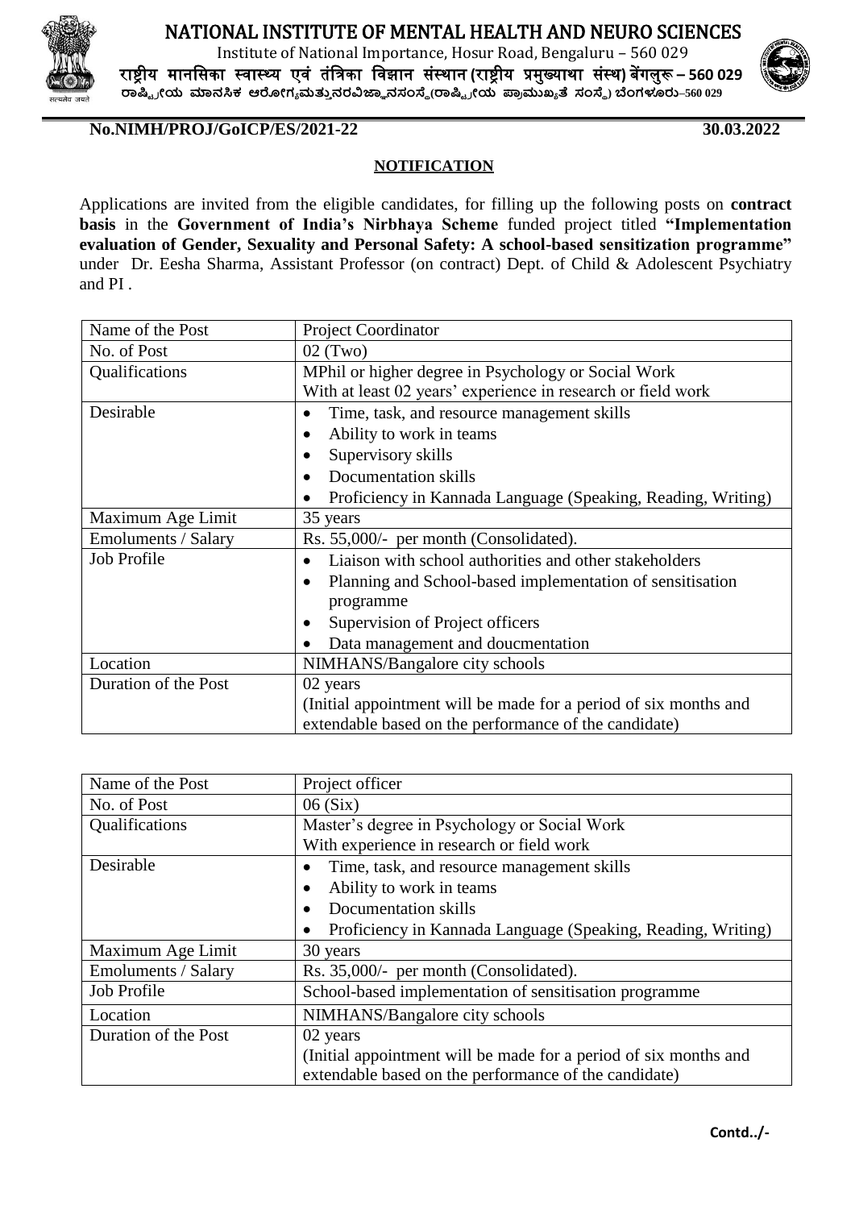# NATIONAL INSTITUTE OF MENTAL HEALTH AND NEURO SCIENCES

Institute of National Importance, Hosur Road, Bengaluru – 560 029

राष्ट्रीय मानसिका स्वास्थ्य एवं तंत्रिका विज्ञान संस्थान (राष्ट्रीय प्रमुख्याथा संस्थ) बेंगलुरू – 560 029

ರಾಷ್ಟ್ರೀಯ ಮಾನಸಿಕ ಆರೋಗ್ಯಮತ್ತುನರವಿಜ್ಞಾನಸಂಸ್ಥೆ(ರಾಷ್ಟ್ರೀಯ ಪ್ರಾಮುಖ್ಯತೆ ಸಂಸ್ಥೆ) ಬೆಂಗಳೂರು–560 029

**No.NIMH/PROJ/GoICP/ES/2021-22** **30.03.2022**

## NOTIFICATION

Applications are invited from the eligible candidates, for filling up the following posts on **contract basis** in the **Government of India's Nirbhaya Scheme** funded project titled **"Implementation evaluation of Gender, Sexuality and Personal Safety: A school-based sensitization programme"** under Dr. Eesha Sharma, Assistant Professor (on contract) Dept. of Child & Adolescent Psychiatry and PI .

| Name of the Post | Project Coordinator |
|---|---|
| No. of Post | 02 (Two) |
| Qualifications | MPhil or higher degree in Psychology or Social Work<br>With at least 02 years' experience in research or field work |
| Desirable | • Time, task, and resource management skills<br>• Ability to work in teams<br>• Supervisory skills<br>• Documentation skills<br>• Proficiency in Kannada Language (Speaking, Reading, Writing) |
| Maximum Age Limit | 35 years |
| Emoluments / Salary | Rs. 55,000/- per month (Consolidated). |
| Job Profile | • Liaison with school authorities and other stakeholders<br>• Planning and School-based implementation of sensitisation programme<br>• Supervision of Project officers<br>• Data management and doucmentation |
| Location | NIMHANS/Bangalore city schools |
| Duration of the Post | 02 years<br>(Initial appointment will be made for a period of six months and extendable based on the performance of the candidate) |

| Name of the Post | Project officer |
|---|---|
| No. of Post | 06 (Six) |
| Qualifications | Master's degree in Psychology or Social Work<br>With experience in research or field work |
| Desirable | • Time, task, and resource management skills<br>• Ability to work in teams<br>• Documentation skills<br>• Proficiency in Kannada Language (Speaking, Reading, Writing) |
| Maximum Age Limit | 30 years |
| Emoluments / Salary | Rs. 35,000/- per month (Consolidated). |
| Job Profile | School-based implementation of sensitisation programme |
| Location | NIMHANS/Bangalore city schools |
| Duration of the Post | 02 years<br>(Initial appointment will be made for a period of six months and extendable based on the performance of the candidate) |

**Contd../-**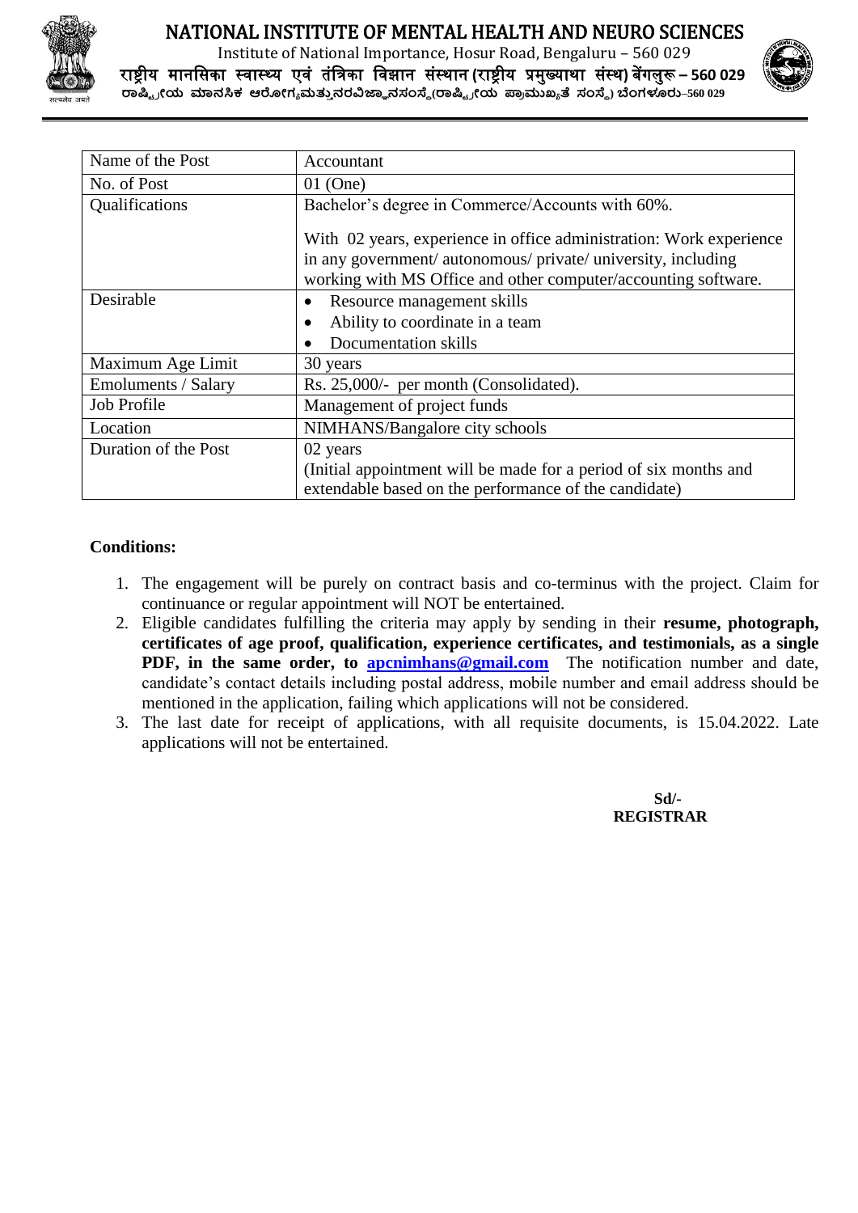# NATIONAL INSTITUTE OF MENTAL HEALTH AND NEURO SCIENCES

Institute of National Importance, Hosur Road, Bengaluru – 560 029

राष्ट्रीय मानसिका स्वास्थ्य एवं तंत्रिका विज्ञान संस्थान (राष्ट्रीय प्रमुख्याथा संस्थ) बेंगलुरू – 560 029

ರಾಷ್ಟ್ರೀಯ ಮಾನಸಿಕ ಆರೋಗ್ಯ ಮತ್ತು ನರವಿಜ್ಞಾನ ಸಂಸ್ಥೆ (ರಾಷ್ಟ್ರೀಯ ಪ್ರಾಮುಖ್ಯತೆ ಸಂಸ್ಥೆ) ಬೆಂಗಳೂರು–560 029

| | |
|---|---|
| Name of the Post | Accountant |
| No. of Post | 01 (One) |
| Qualifications | Bachelor's degree in Commerce/Accounts with 60%.<br><br>With 02 years, experience in office administration: Work experience in any government/ autonomous/ private/ university, including working with MS Office and other computer/accounting software. |
| Desirable | • Resource management skills<br>• Ability to coordinate in a team<br>• Documentation skills |
| Maximum Age Limit | 30 years |
| Emoluments / Salary | Rs. 25,000/- per month (Consolidated). |
| Job Profile | Management of project funds |
| Location | NIMHANS/Bangalore city schools |
| Duration of the Post | 02 years<br>(Initial appointment will be made for a period of six months and extendable based on the performance of the candidate) |

**Conditions:**

1. The engagement will be purely on contract basis and co-terminus with the project. Claim for continuance or regular appointment will NOT be entertained.
2. Eligible candidates fulfilling the criteria may apply by sending in their **resume, photograph, certificates of age proof, qualification, experience certificates, and testimonials, as a single PDF, in the same order, to apcnimhans@gmail.com** The notification number and date, candidate's contact details including postal address, mobile number and email address should be mentioned in the application, failing which applications will not be considered.
3. The last date for receipt of applications, with all requisite documents, is 15.04.2022. Late applications will not be entertained.

**Sd/-**
**REGISTRAR**